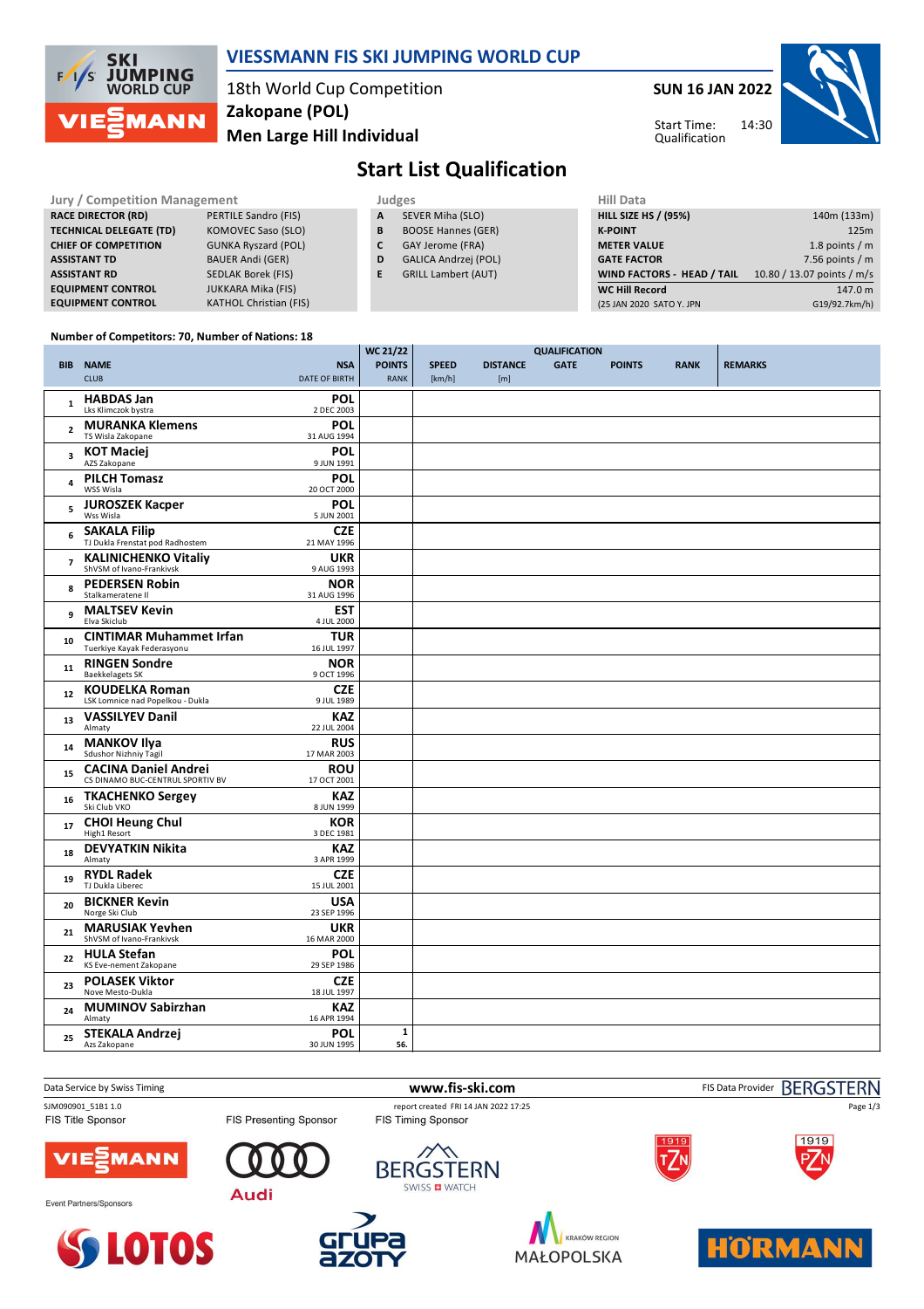# VIESSMANN FIS SKI JUMPING WORLD CUP

18th World Cup Competition
**Zakopane (POL)**
**Men Large Hill Individual**

**SUN 16 JAN 2022**

Start Time: 14:30
Qualification

## Start List Qualification

| Jury / Competition Management | |
|---|---|
| RACE DIRECTOR (RD) | PERTILE Sandro (FIS) |
| TECHNICAL DELEGATE (TD) | KOMOVEC Saso (SLO) |
| CHIEF OF COMPETITION | GUNKA Ryszard (POL) |
| ASSISTANT TD | BAUER Andi (GER) |
| ASSISTANT RD | SEDLAK Borek (FIS) |
| EQUIPMENT CONTROL | JUKKARA Mika (FIS) |
| EQUIPMENT CONTROL | KATHOL Christian (FIS) |

| Judges | |
|---|---|
| A | SEVER Miha (SLO) |
| B | BOOSE Hannes (GER) |
| C | GAY Jerome (FRA) |
| D | GALICA Andrzej (POL) |
| E | GRILL Lambert (AUT) |

| Hill Data | |
|---|---|
| HILL SIZE HS / (95%) | 140m (133m) |
| K-POINT | 125m |
| METER VALUE | 1.8 points / m |
| GATE FACTOR | 7.56 points / m |
| WIND FACTORS - HEAD / TAIL | 10.80 / 13.07 points / m/s |
| WC Hill Record | 147.0 m |
| (25 JAN 2020 SATO Y. JPN | G19/92.7km/h) |

Number of Competitors: 70, Number of Nations: 18

| BIB | NAME / CLUB | NSA / DATE OF BIRTH | WC 21/22 POINTS / RANK | SPEED [km/h] | DISTANCE [m] | GATE | POINTS | RANK | REMARKS |
|---|---|---|---|---|---|---|---|---|---|
| 1 | **HABDAS Jan** / Lks Klimczok bystra | POL / 2 DEC 2003 | | | | | | | |
| 2 | **MURANKA Klemens** / TS Wisla Zakopane | POL / 31 AUG 1994 | | | | | | | |
| 3 | **KOT Maciej** / AZS Zakopane | POL / 9 JUN 1991 | | | | | | | |
| 4 | **PILCH Tomasz** / WSS Wisla | POL / 20 OCT 2000 | | | | | | | |
| 5 | **JUROSZEK Kacper** / Wss Wisla | POL / 5 JUN 2001 | | | | | | | |
| 6 | **SAKALA Filip** / TJ Dukla Frenstat pod Radhostem | CZE / 21 MAY 1996 | | | | | | | |
| 7 | **KALINICHENKO Vitaliy** / ShVSM of Ivano-Frankivsk | UKR / 9 AUG 1993 | | | | | | | |
| 8 | **PEDERSEN Robin** / Stalkameratene Il | NOR / 31 AUG 1996 | | | | | | | |
| 9 | **MALTSEV Kevin** / Elva Skiclub | EST / 4 JUL 2000 | | | | | | | |
| 10 | **CINTIMAR Muhammet Irfan** / Tuerkiye Kayak Federasyonu | TUR / 16 JUL 1997 | | | | | | | |
| 11 | **RINGEN Sondre** / Baekkelagets SK | NOR / 9 OCT 1996 | | | | | | | |
| 12 | **KOUDELKA Roman** / LSK Lomnice nad Popelkou - Dukla | CZE / 9 JUL 1989 | | | | | | | |
| 13 | **VASSILYEV Danil** / Almaty | KAZ / 22 JUL 2004 | | | | | | | |
| 14 | **MANKOV Ilya** / Sdushor Nizhniy Tagil | RUS / 17 MAR 2003 | | | | | | | |
| 15 | **CACINA Daniel Andrei** / CS DINAMO BUC-CENTRUL SPORTIV BV | ROU / 17 OCT 2001 | | | | | | | |
| 16 | **TKACHENKO Sergey** / Ski Club VKO | KAZ / 8 JUN 1999 | | | | | | | |
| 17 | **CHOI Heung Chul** / High1 Resort | KOR / 3 DEC 1981 | | | | | | | |
| 18 | **DEVYATKIN Nikita** / Almaty | KAZ / 3 APR 1999 | | | | | | | |
| 19 | **RYDL Radek** / TJ Dukla Liberec | CZE / 15 JUL 2001 | | | | | | | |
| 20 | **BICKNER Kevin** / Norge Ski Club | USA / 23 SEP 1996 | | | | | | | |
| 21 | **MARUSIAK Yevhen** / ShVSM of Ivano-Frankivsk | UKR / 16 MAR 2000 | | | | | | | |
| 22 | **HULA Stefan** / KS Eve-nement Zakopane | POL / 29 SEP 1986 | | | | | | | |
| 23 | **POLASEK Viktor** / Nove Mesto-Dukla | CZE / 18 JUL 1997 | | | | | | | |
| 24 | **MUMINOV Sabirzhan** / Almaty | KAZ / 16 APR 1994 | | | | | | | |
| 25 | **STEKALA Andrzej** / Azs Zakopane | POL / 30 JUN 1995 | 1 / 56. | | | | | | |

Data Service by Swiss Timing | www.fis-ski.com | FIS Data Provider BERGSTERN

SJM090901_51B1 1.0 | report created FRI 14 JAN 2022 17:25

FIS Title Sponsor | FIS Presenting Sponsor | FIS Timing Sponsor

Event Partners/Sponsors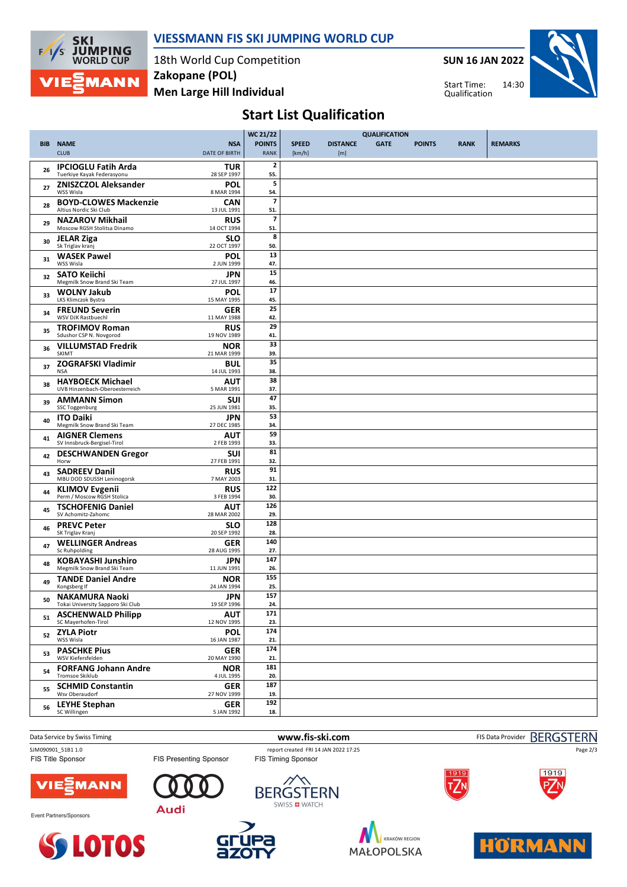# VIESSMANN FIS SKI JUMPING WORLD CUP

18th World Cup Competition
Zakopane (POL)
Men Large Hill Individual

**SUN 16 JAN 2022**

Start Time: 14:30
Qualification

## Start List Qualification

| BIB | NAME / CLUB | NSA / DATE OF BIRTH | WC 21/22 POINTS / RANK | SPEED [km/h] | DISTANCE [m] | GATE | POINTS | RANK | REMARKS |
|---|---|---|---|---|---|---|---|---|---|
| 26 | **IPCIOGLU Fatih Arda** Tuerkiye Kayak Federasyonu | **TUR** 28 SEP 1997 | 2 / 55. | | | | | | |
| 27 | **ZNISZCZOL Aleksander** WSS Wisla | **POL** 8 MAR 1994 | 5 / 54. | | | | | | |
| 28 | **BOYD-CLOWES Mackenzie** Altius Nordic Ski Club | **CAN** 13 JUL 1991 | 7 / 51. | | | | | | |
| 29 | **NAZAROV Mikhail** Moscow RGSH Stolitsa Dinamo | **RUS** 14 OCT 1994 | 7 / 51. | | | | | | |
| 30 | **JELAR Ziga** Sk Triglav kranj | **SLO** 22 OCT 1997 | 8 / 50. | | | | | | |
| 31 | **WASEK Pawel** WSS Wisla | **POL** 2 JUN 1999 | 13 / 47. | | | | | | |
| 32 | **SATO Keiichi** Megmilk Snow Brand Ski Team | **JPN** 27 JUL 1997 | 15 / 46. | | | | | | |
| 33 | **WOLNY Jakub** LKS Klimczok Bystra | **POL** 15 MAY 1995 | 17 / 45. | | | | | | |
| 34 | **FREUND Severin** WSV DJK Rastbuechl | **GER** 11 MAY 1988 | 25 / 42. | | | | | | |
| 35 | **TROFIMOV Roman** Sdushor CSP N. Novgorod | **RUS** 19 NOV 1989 | 29 / 41. | | | | | | |
| 36 | **VILLUMSTAD Fredrik** SKIMT | **NOR** 21 MAR 1999 | 33 / 39. | | | | | | |
| 37 | **ZOGRAFSKI Vladimir** NSA | **BUL** 14 JUL 1993 | 35 / 38. | | | | | | |
| 38 | **HAYBOECK Michael** UVB Hinzenbach-Oberoesterreich | **AUT** 5 MAR 1991 | 38 / 37. | | | | | | |
| 39 | **AMMANN Simon** SSC Toggenburg | **SUI** 25 JUN 1981 | 47 / 35. | | | | | | |
| 40 | **ITO Daiki** Megmilk Snow Brand Ski Team | **JPN** 27 DEC 1985 | 53 / 34. | | | | | | |
| 41 | **AIGNER Clemens** SV Innsbruck-Bergisel-Tirol | **AUT** 2 FEB 1993 | 59 / 33. | | | | | | |
| 42 | **DESCHWANDEN Gregor** Horw | **SUI** 27 FEB 1991 | 81 / 32. | | | | | | |
| 43 | **SADREEV Danil** MBU DOD SDUSSH Leninogorsk | **RUS** 7 MAY 2003 | 91 / 31. | | | | | | |
| 44 | **KLIMOV Evgenii** Perm / Moscow RGSH Stolica | **RUS** 3 FEB 1994 | 122 / 30. | | | | | | |
| 45 | **TSCHOFENIG Daniel** SV Achomitz-Zahomc | **AUT** 28 MAR 2002 | 126 / 29. | | | | | | |
| 46 | **PREVC Peter** SK Triglav Kranj | **SLO** 20 SEP 1992 | 128 / 28. | | | | | | |
| 47 | **WELLINGER Andreas** Sc Ruhpolding | **GER** 28 AUG 1995 | 140 / 27. | | | | | | |
| 48 | **KOBAYASHI Junshiro** Megmilk Snow Brand Ski Team | **JPN** 11 JUN 1991 | 147 / 26. | | | | | | |
| 49 | **TANDE Daniel Andre** Kongsberg If | **NOR** 24 JAN 1994 | 155 / 25. | | | | | | |
| 50 | **NAKAMURA Naoki** Tokai University Sapporo Ski Club | **JPN** 19 SEP 1996 | 157 / 24. | | | | | | |
| 51 | **ASCHENWALD Philipp** SC Mayerhofen-Tirol | **AUT** 12 NOV 1995 | 171 / 23. | | | | | | |
| 52 | **ZYLA Piotr** WSS Wisla | **POL** 16 JAN 1987 | 174 / 21. | | | | | | |
| 53 | **PASCHKE Pius** WSV Kiefersfelden | **GER** 20 MAY 1990 | 174 / 21. | | | | | | |
| 54 | **FORFANG Johann Andre** Tromsoe Skiklub | **NOR** 4 JUL 1995 | 181 / 20. | | | | | | |
| 55 | **SCHMID Constantin** Wsv Oberaudorf | **GER** 27 NOV 1999 | 187 / 19. | | | | | | |
| 56 | **LEYHE Stephan** SC Willingen | **GER** 5 JAN 1992 | 192 / 18. | | | | | | |

Data Service by Swiss Timing — www.fis-ski.com — FIS Data Provider BERGSTERN

SJM090901_51B1 1.0 — report created FRI 14 JAN 2022 17:25

FIS Title Sponsor: VIESSMANN — FIS Presenting Sponsor: Audi — FIS Timing Sponsor: BERGSTERN SWISS WATCH

Event Partners/Sponsors: LOTOS, Grupa Azoty, Kraków Region Małopolska, HÖRMANN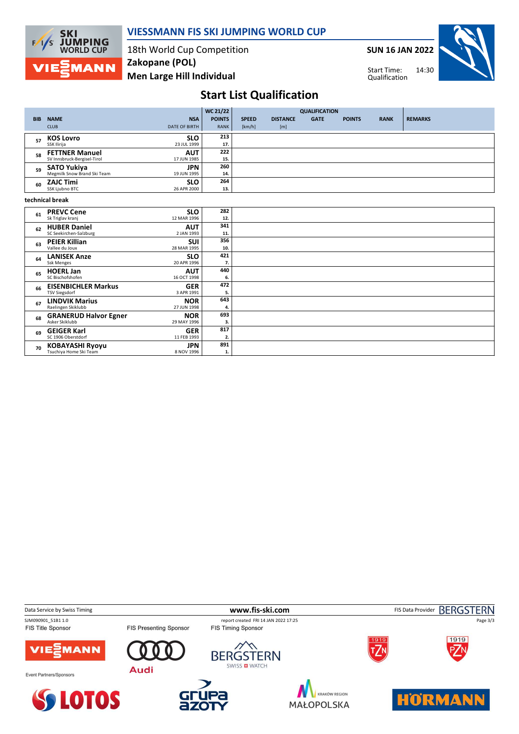# VIESSMANN FIS SKI JUMPING WORLD CUP

18th World Cup Competition
Zakopane (POL)
Men Large Hill Individual

**SUN 16 JAN 2022**

Start Time: 14:30
Qualification

## Start List Qualification

| BIB | NAME / CLUB | NSA / DATE OF BIRTH | WC 21/22 POINTS / RANK | SPEED [km/h] | DISTANCE [m] | GATE | POINTS | RANK | REMARKS |
|---|---|---|---|---|---|---|---|---|---|
| 57 | **KOS Lovro** SSK Ilirija | **SLO** 23 JUL 1999 | 213 / 17. | | | | | | |
| 58 | **FETTNER Manuel** SV Innsbruck-Bergisel-Tirol | **AUT** 17 JUN 1985 | 222 / 15. | | | | | | |
| 59 | **SATO Yukiya** Megmilk Snow Brand Ski Team | **JPN** 19 JUN 1995 | 260 / 14. | | | | | | |
| 60 | **ZAJC Timi** SSK Ljubno BTC | **SLO** 26 APR 2000 | 264 / 13. | | | | | | |
| | **technical break** | | | | | | | | |
| 61 | **PREVC Cene** Sk Triglav kranj | **SLO** 12 MAR 1996 | 282 / 12. | | | | | | |
| 62 | **HUBER Daniel** SC Seekirchen-Salzburg | **AUT** 2 JAN 1993 | 341 / 11. | | | | | | |
| 63 | **PEIER Killian** Vallee du Joux | **SUI** 28 MAR 1995 | 356 / 10. | | | | | | |
| 64 | **LANISEK Anze** Ssk Menges | **SLO** 20 APR 1996 | 421 / 7. | | | | | | |
| 65 | **HOERL Jan** SC Bischofshofen | **AUT** 16 OCT 1998 | 440 / 6. | | | | | | |
| 66 | **EISENBICHLER Markus** TSV Siegsdorf | **GER** 3 APR 1991 | 472 / 5. | | | | | | |
| 67 | **LINDVIK Marius** Raelingen Skiklubb | **NOR** 27 JUN 1998 | 643 / 4. | | | | | | |
| 68 | **GRANERUD Halvor Egner** Asker Skiklubb | **NOR** 29 MAY 1996 | 693 / 3. | | | | | | |
| 69 | **GEIGER Karl** SC 1906 Oberstdorf | **GER** 11 FEB 1993 | 817 / 2. | | | | | | |
| 70 | **KOBAYASHI Ryoyu** Tsuchiya Home Ski Team | **JPN** 8 NOV 1996 | 891 / 1. | | | | | | |

Data Service by Swiss Timing — www.fis-ski.com — FIS Data Provider BERGSTERN

SJM090901_51B1 1.0 — report created FRI 14 JAN 2022 17:25

FIS Title Sponsor: VIESSMANN — FIS Presenting Sponsor: Audi — FIS Timing Sponsor: BERGSTERN SWISS WATCH

Event Partners/Sponsors: LOTOS, Grupa Azoty, Kraków Region Małopolska, HÖRMANN